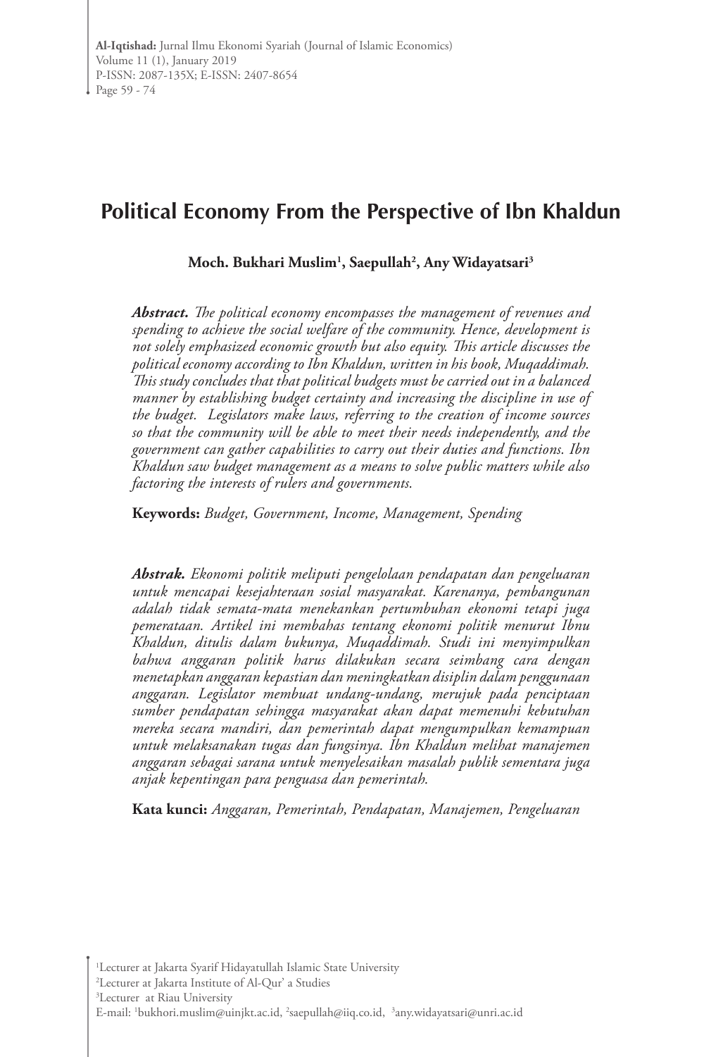# Political Economy From the Perspective of Ibn Khaldun

**Moch. Bukhari Muslim[1], Saepullah[2], Any Widayatsari[3]**

***Abstract.*** *The political economy encompasses the management of revenues and spending to achieve the social welfare of the community. Hence, development is not solely emphasized economic growth but also equity. This article discusses the political economy according to Ibn Khaldun, written in his book, Muqaddimah. This study concludes that that political budgets must be carried out in a balanced manner by establishing budget certainty and increasing the discipline in use of the budget. Legislators make laws, referring to the creation of income sources so that the community will be able to meet their needs independently, and the government can gather capabilities to carry out their duties and functions. Ibn Khaldun saw budget management as a means to solve public matters while also factoring the interests of rulers and governments.*

**Keywords:** *Budget, Government, Income, Management, Spending*

***Abstrak.*** *Ekonomi politik meliputi pengelolaan pendapatan dan pengeluaran untuk mencapai kesejahteraan sosial masyarakat. Karenanya, pembangunan adalah tidak semata-mata menekankan pertumbuhan ekonomi tetapi juga pemerataan. Artikel ini membahas tentang ekonomi politik menurut Ibnu Khaldun, ditulis dalam bukunya, Muqaddimah. Studi ini menyimpulkan bahwa anggaran politik harus dilakukan secara seimbang cara dengan menetapkan anggaran kepastian dan meningkatkan disiplin dalam penggunaan anggaran. Legislator membuat undang-undang, merujuk pada penciptaan sumber pendapatan sehingga masyarakat akan dapat memenuhi kebutuhan mereka secara mandiri, dan pemerintah dapat mengumpulkan kemampuan untuk melaksanakan tugas dan fungsinya. Ibn Khaldun melihat manajemen anggaran sebagai sarana untuk menyelesaikan masalah publik sementara juga anjak kepentingan para penguasa dan pemerintah.*

**Kata kunci:** *Anggaran, Pemerintah, Pendapatan, Manajemen, Pengeluaran*

[1]Lecturer at Jakarta Syarif Hidayatullah Islamic State University
[2]Lecturer at Jakarta Institute of Al-Qur' a Studies
[3]Lecturer at Riau University
E-mail: [1]bukhori.muslim@uinjkt.ac.id, [2]saepullah@iiq.co.id, [3]any.widayatsari@unri.ac.id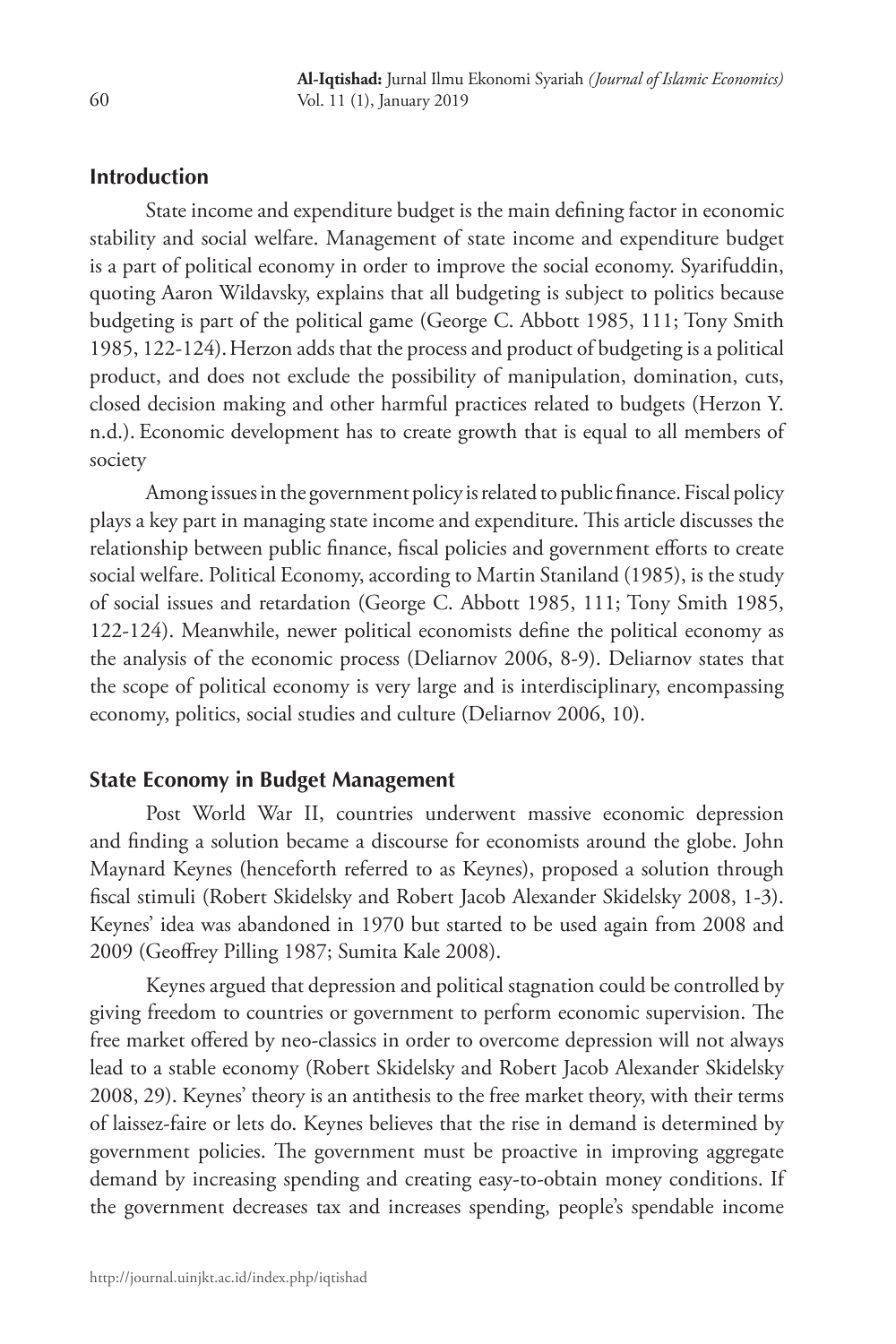## Introduction

State income and expenditure budget is the main defining factor in economic stability and social welfare. Management of state income and expenditure budget is a part of political economy in order to improve the social economy. Syarifuddin, quoting Aaron Wildavsky, explains that all budgeting is subject to politics because budgeting is part of the political game (George C. Abbott 1985, 111; Tony Smith 1985, 122-124). Herzon adds that the process and product of budgeting is a political product, and does not exclude the possibility of manipulation, domination, cuts, closed decision making and other harmful practices related to budgets (Herzon Y. n.d.). Economic development has to create growth that is equal to all members of society

Among issues in the government policy is related to public finance. Fiscal policy plays a key part in managing state income and expenditure. This article discusses the relationship between public finance, fiscal policies and government efforts to create social welfare. Political Economy, according to Martin Staniland (1985), is the study of social issues and retardation (George C. Abbott 1985, 111; Tony Smith 1985, 122-124). Meanwhile, newer political economists define the political economy as the analysis of the economic process (Deliarnov 2006, 8-9). Deliarnov states that the scope of political economy is very large and is interdisciplinary, encompassing economy, politics, social studies and culture (Deliarnov 2006, 10).

## State Economy in Budget Management

Post World War II, countries underwent massive economic depression and finding a solution became a discourse for economists around the globe. John Maynard Keynes (henceforth referred to as Keynes), proposed a solution through fiscal stimuli (Robert Skidelsky and Robert Jacob Alexander Skidelsky 2008, 1-3). Keynes' idea was abandoned in 1970 but started to be used again from 2008 and 2009 (Geoffrey Pilling 1987; Sumita Kale 2008).

Keynes argued that depression and political stagnation could be controlled by giving freedom to countries or government to perform economic supervision. The free market offered by neo-classics in order to overcome depression will not always lead to a stable economy (Robert Skidelsky and Robert Jacob Alexander Skidelsky 2008, 29). Keynes' theory is an antithesis to the free market theory, with their terms of laissez-faire or lets do. Keynes believes that the rise in demand is determined by government policies. The government must be proactive in improving aggregate demand by increasing spending and creating easy-to-obtain money conditions. If the government decreases tax and increases spending, people's spendable income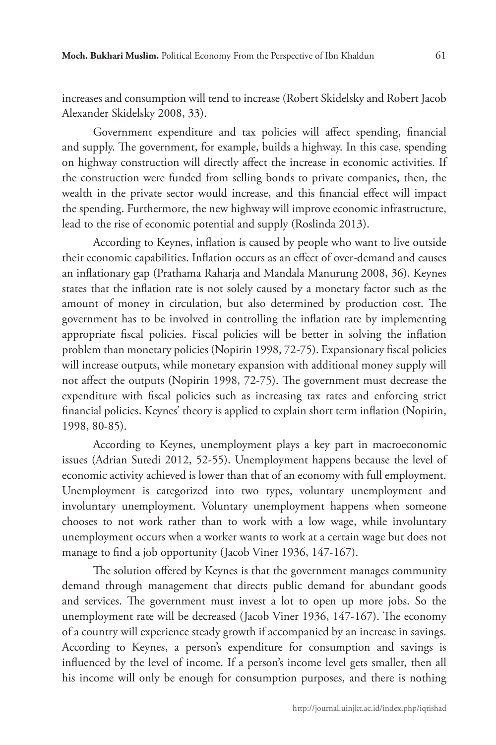increases and consumption will tend to increase (Robert Skidelsky and Robert Jacob Alexander Skidelsky 2008, 33).

Government expenditure and tax policies will affect spending, financial and supply. The government, for example, builds a highway. In this case, spending on highway construction will directly affect the increase in economic activities. If the construction were funded from selling bonds to private companies, then, the wealth in the private sector would increase, and this financial effect will impact the spending. Furthermore, the new highway will improve economic infrastructure, lead to the rise of economic potential and supply (Roslinda 2013).

According to Keynes, inflation is caused by people who want to live outside their economic capabilities. Inflation occurs as an effect of over-demand and causes an inflationary gap (Prathama Raharja and Mandala Manurung 2008, 36). Keynes states that the inflation rate is not solely caused by a monetary factor such as the amount of money in circulation, but also determined by production cost. The government has to be involved in controlling the inflation rate by implementing appropriate fiscal policies. Fiscal policies will be better in solving the inflation problem than monetary policies (Nopirin 1998, 72-75). Expansionary fiscal policies will increase outputs, while monetary expansion with additional money supply will not affect the outputs (Nopirin 1998, 72-75). The government must decrease the expenditure with fiscal policies such as increasing tax rates and enforcing strict financial policies. Keynes' theory is applied to explain short term inflation (Nopirin, 1998, 80-85).

According to Keynes, unemployment plays a key part in macroeconomic issues (Adrian Sutedi 2012, 52-55). Unemployment happens because the level of economic activity achieved is lower than that of an economy with full employment. Unemployment is categorized into two types, voluntary unemployment and involuntary unemployment. Voluntary unemployment happens when someone chooses to not work rather than to work with a low wage, while involuntary unemployment occurs when a worker wants to work at a certain wage but does not manage to find a job opportunity (Jacob Viner 1936, 147-167).

The solution offered by Keynes is that the government manages community demand through management that directs public demand for abundant goods and services. The government must invest a lot to open up more jobs. So the unemployment rate will be decreased (Jacob Viner 1936, 147-167). The economy of a country will experience steady growth if accompanied by an increase in savings. According to Keynes, a person's expenditure for consumption and savings is influenced by the level of income. If a person's income level gets smaller, then all his income will only be enough for consumption purposes, and there is nothing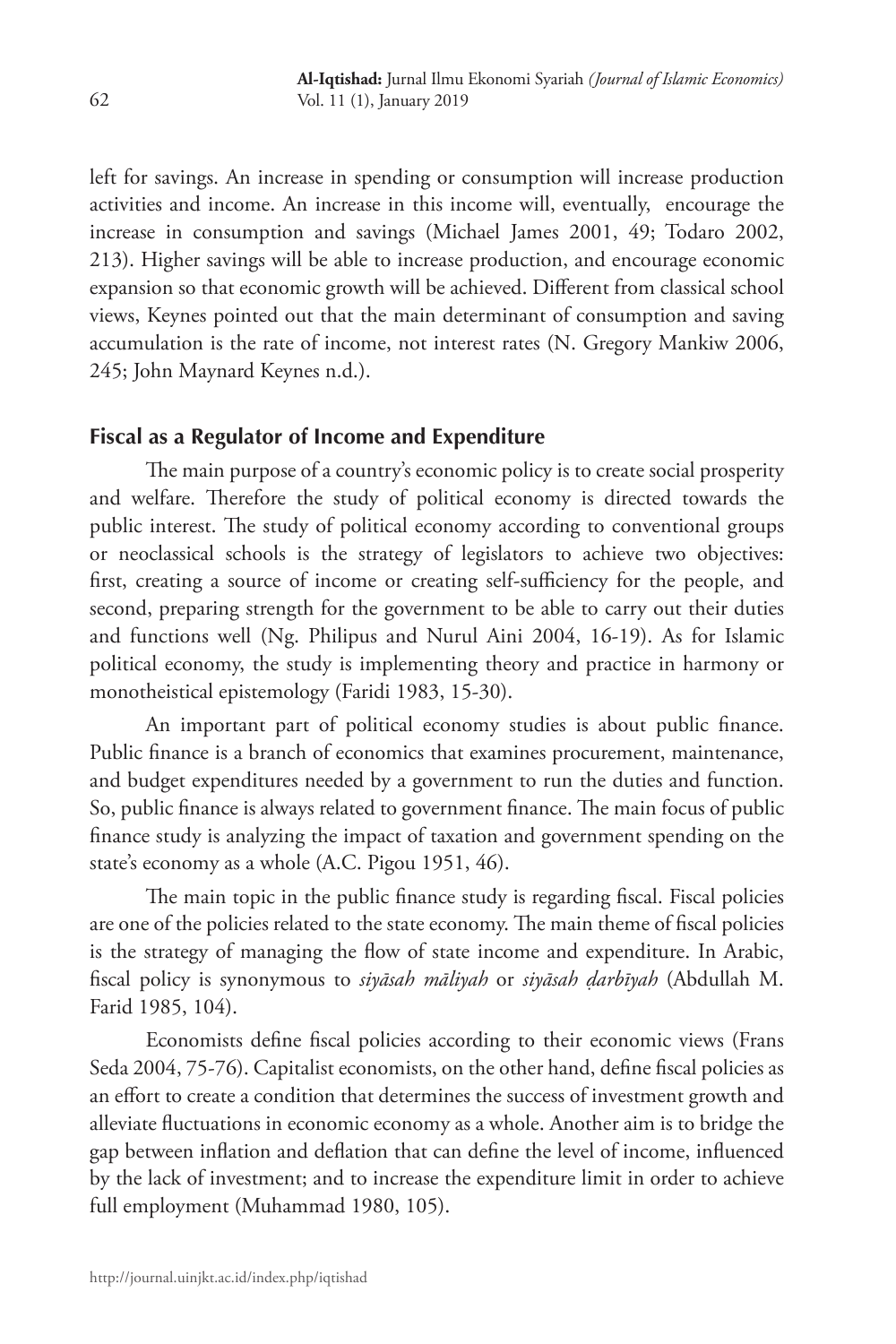left for savings. An increase in spending or consumption will increase production activities and income. An increase in this income will, eventually, encourage the increase in consumption and savings (Michael James 2001, 49; Todaro 2002, 213). Higher savings will be able to increase production, and encourage economic expansion so that economic growth will be achieved. Different from classical school views, Keynes pointed out that the main determinant of consumption and saving accumulation is the rate of income, not interest rates (N. Gregory Mankiw 2006, 245; John Maynard Keynes n.d.).

## Fiscal as a Regulator of Income and Expenditure

The main purpose of a country's economic policy is to create social prosperity and welfare. Therefore the study of political economy is directed towards the public interest. The study of political economy according to conventional groups or neoclassical schools is the strategy of legislators to achieve two objectives: first, creating a source of income or creating self-sufficiency for the people, and second, preparing strength for the government to be able to carry out their duties and functions well (Ng. Philipus and Nurul Aini 2004, 16-19). As for Islamic political economy, the study is implementing theory and practice in harmony or monotheistical epistemology (Faridi 1983, 15-30).

An important part of political economy studies is about public finance. Public finance is a branch of economics that examines procurement, maintenance, and budget expenditures needed by a government to run the duties and function. So, public finance is always related to government finance. The main focus of public finance study is analyzing the impact of taxation and government spending on the state's economy as a whole (A.C. Pigou 1951, 46).

The main topic in the public finance study is regarding fiscal. Fiscal policies are one of the policies related to the state economy. The main theme of fiscal policies is the strategy of managing the flow of state income and expenditure. In Arabic, fiscal policy is synonymous to *siyāsah māliyah* or *siyāsah ḍarbīyah* (Abdullah M. Farid 1985, 104).

Economists define fiscal policies according to their economic views (Frans Seda 2004, 75-76). Capitalist economists, on the other hand, define fiscal policies as an effort to create a condition that determines the success of investment growth and alleviate fluctuations in economic economy as a whole. Another aim is to bridge the gap between inflation and deflation that can define the level of income, influenced by the lack of investment; and to increase the expenditure limit in order to achieve full employment (Muhammad 1980, 105).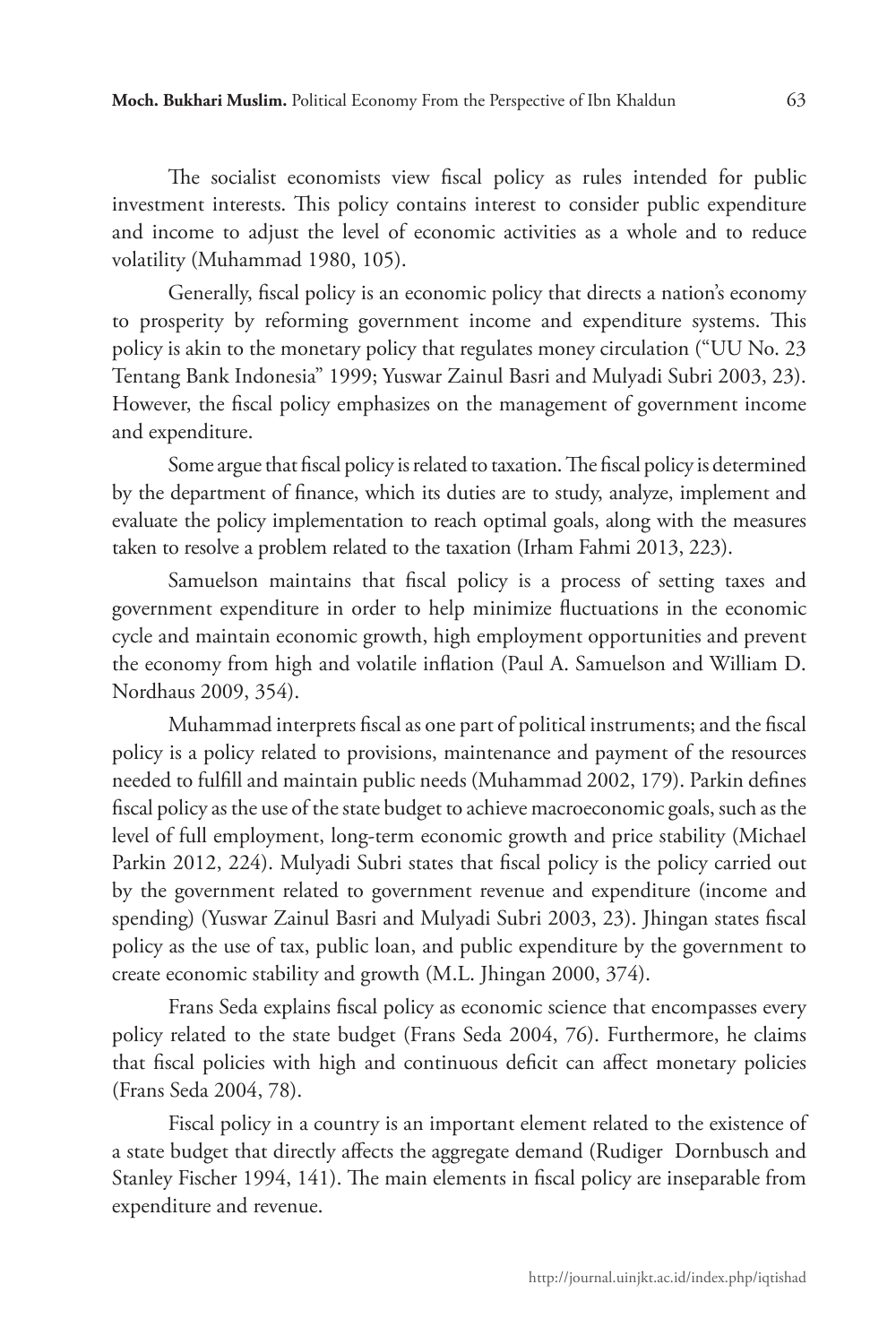The socialist economists view fiscal policy as rules intended for public investment interests. This policy contains interest to consider public expenditure and income to adjust the level of economic activities as a whole and to reduce volatility (Muhammad 1980, 105).

Generally, fiscal policy is an economic policy that directs a nation's economy to prosperity by reforming government income and expenditure systems. This policy is akin to the monetary policy that regulates money circulation ("UU No. 23 Tentang Bank Indonesia" 1999; Yuswar Zainul Basri and Mulyadi Subri 2003, 23). However, the fiscal policy emphasizes on the management of government income and expenditure.

Some argue that fiscal policy is related to taxation. The fiscal policy is determined by the department of finance, which its duties are to study, analyze, implement and evaluate the policy implementation to reach optimal goals, along with the measures taken to resolve a problem related to the taxation (Irham Fahmi 2013, 223).

Samuelson maintains that fiscal policy is a process of setting taxes and government expenditure in order to help minimize fluctuations in the economic cycle and maintain economic growth, high employment opportunities and prevent the economy from high and volatile inflation (Paul A. Samuelson and William D. Nordhaus 2009, 354).

Muhammad interprets fiscal as one part of political instruments; and the fiscal policy is a policy related to provisions, maintenance and payment of the resources needed to fulfill and maintain public needs (Muhammad 2002, 179). Parkin defines fiscal policy as the use of the state budget to achieve macroeconomic goals, such as the level of full employment, long-term economic growth and price stability (Michael Parkin 2012, 224). Mulyadi Subri states that fiscal policy is the policy carried out by the government related to government revenue and expenditure (income and spending) (Yuswar Zainul Basri and Mulyadi Subri 2003, 23). Jhingan states fiscal policy as the use of tax, public loan, and public expenditure by the government to create economic stability and growth (M.L. Jhingan 2000, 374).

Frans Seda explains fiscal policy as economic science that encompasses every policy related to the state budget (Frans Seda 2004, 76). Furthermore, he claims that fiscal policies with high and continuous deficit can affect monetary policies (Frans Seda 2004, 78).

Fiscal policy in a country is an important element related to the existence of a state budget that directly affects the aggregate demand (Rudiger Dornbusch and Stanley Fischer 1994, 141). The main elements in fiscal policy are inseparable from expenditure and revenue.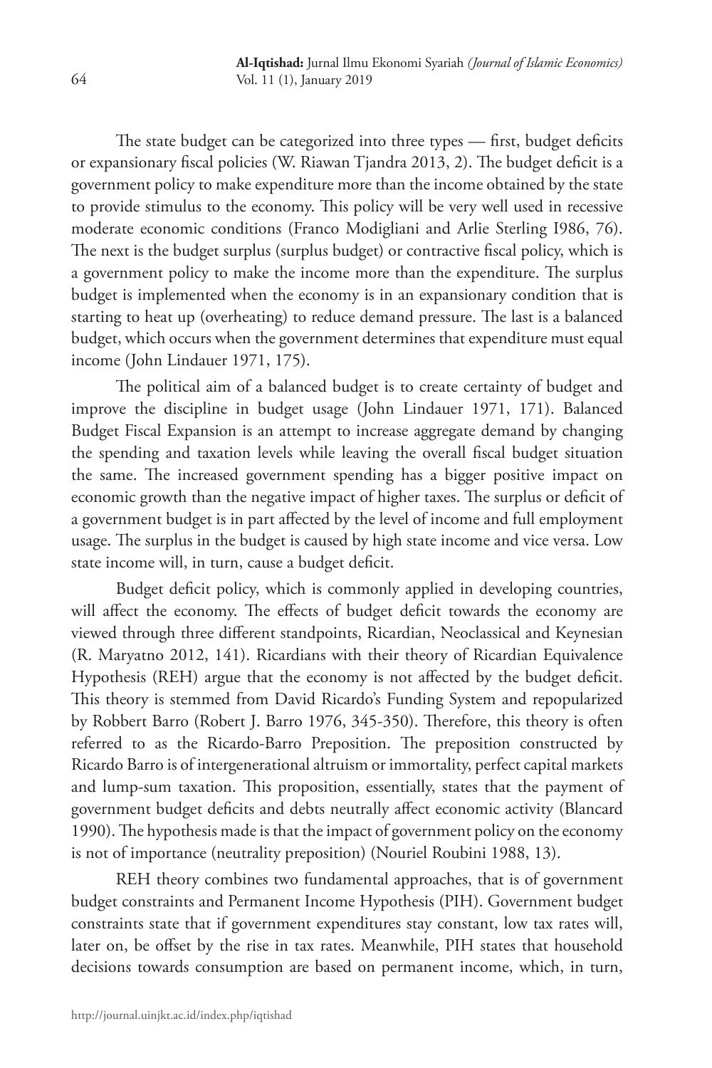The state budget can be categorized into three types — first, budget deficits or expansionary fiscal policies (W. Riawan Tjandra 2013, 2). The budget deficit is a government policy to make expenditure more than the income obtained by the state to provide stimulus to the economy. This policy will be very well used in recessive moderate economic conditions (Franco Modigliani and Arlie Sterling I986, 76). The next is the budget surplus (surplus budget) or contractive fiscal policy, which is a government policy to make the income more than the expenditure. The surplus budget is implemented when the economy is in an expansionary condition that is starting to heat up (overheating) to reduce demand pressure. The last is a balanced budget, which occurs when the government determines that expenditure must equal income (John Lindauer 1971, 175).

The political aim of a balanced budget is to create certainty of budget and improve the discipline in budget usage (John Lindauer 1971, 171). Balanced Budget Fiscal Expansion is an attempt to increase aggregate demand by changing the spending and taxation levels while leaving the overall fiscal budget situation the same. The increased government spending has a bigger positive impact on economic growth than the negative impact of higher taxes. The surplus or deficit of a government budget is in part affected by the level of income and full employment usage. The surplus in the budget is caused by high state income and vice versa. Low state income will, in turn, cause a budget deficit.

Budget deficit policy, which is commonly applied in developing countries, will affect the economy. The effects of budget deficit towards the economy are viewed through three different standpoints, Ricardian, Neoclassical and Keynesian (R. Maryatno 2012, 141). Ricardians with their theory of Ricardian Equivalence Hypothesis (REH) argue that the economy is not affected by the budget deficit. This theory is stemmed from David Ricardo's Funding System and repopularized by Robbert Barro (Robert J. Barro 1976, 345-350). Therefore, this theory is often referred to as the Ricardo-Barro Preposition. The preposition constructed by Ricardo Barro is of intergenerational altruism or immortality, perfect capital markets and lump-sum taxation. This proposition, essentially, states that the payment of government budget deficits and debts neutrally affect economic activity (Blancard 1990). The hypothesis made is that the impact of government policy on the economy is not of importance (neutrality preposition) (Nouriel Roubini 1988, 13).

REH theory combines two fundamental approaches, that is of government budget constraints and Permanent Income Hypothesis (PIH). Government budget constraints state that if government expenditures stay constant, low tax rates will, later on, be offset by the rise in tax rates. Meanwhile, PIH states that household decisions towards consumption are based on permanent income, which, in turn,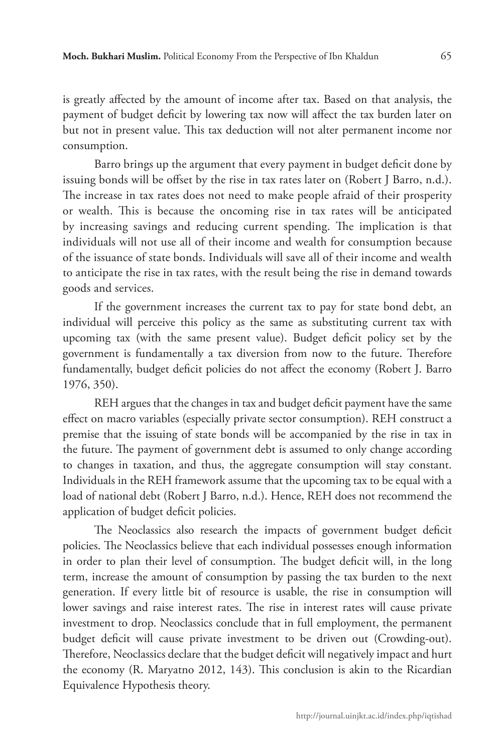is greatly affected by the amount of income after tax. Based on that analysis, the payment of budget deficit by lowering tax now will affect the tax burden later on but not in present value. This tax deduction will not alter permanent income nor consumption.

Barro brings up the argument that every payment in budget deficit done by issuing bonds will be offset by the rise in tax rates later on (Robert J Barro, n.d.). The increase in tax rates does not need to make people afraid of their prosperity or wealth. This is because the oncoming rise in tax rates will be anticipated by increasing savings and reducing current spending. The implication is that individuals will not use all of their income and wealth for consumption because of the issuance of state bonds. Individuals will save all of their income and wealth to anticipate the rise in tax rates, with the result being the rise in demand towards goods and services.

If the government increases the current tax to pay for state bond debt, an individual will perceive this policy as the same as substituting current tax with upcoming tax (with the same present value). Budget deficit policy set by the government is fundamentally a tax diversion from now to the future. Therefore fundamentally, budget deficit policies do not affect the economy (Robert J. Barro 1976, 350).

REH argues that the changes in tax and budget deficit payment have the same effect on macro variables (especially private sector consumption). REH construct a premise that the issuing of state bonds will be accompanied by the rise in tax in the future. The payment of government debt is assumed to only change according to changes in taxation, and thus, the aggregate consumption will stay constant. Individuals in the REH framework assume that the upcoming tax to be equal with a load of national debt (Robert J Barro, n.d.). Hence, REH does not recommend the application of budget deficit policies.

The Neoclassics also research the impacts of government budget deficit policies. The Neoclassics believe that each individual possesses enough information in order to plan their level of consumption. The budget deficit will, in the long term, increase the amount of consumption by passing the tax burden to the next generation. If every little bit of resource is usable, the rise in consumption will lower savings and raise interest rates. The rise in interest rates will cause private investment to drop. Neoclassics conclude that in full employment, the permanent budget deficit will cause private investment to be driven out (Crowding-out). Therefore, Neoclassics declare that the budget deficit will negatively impact and hurt the economy (R. Maryatno 2012, 143). This conclusion is akin to the Ricardian Equivalence Hypothesis theory.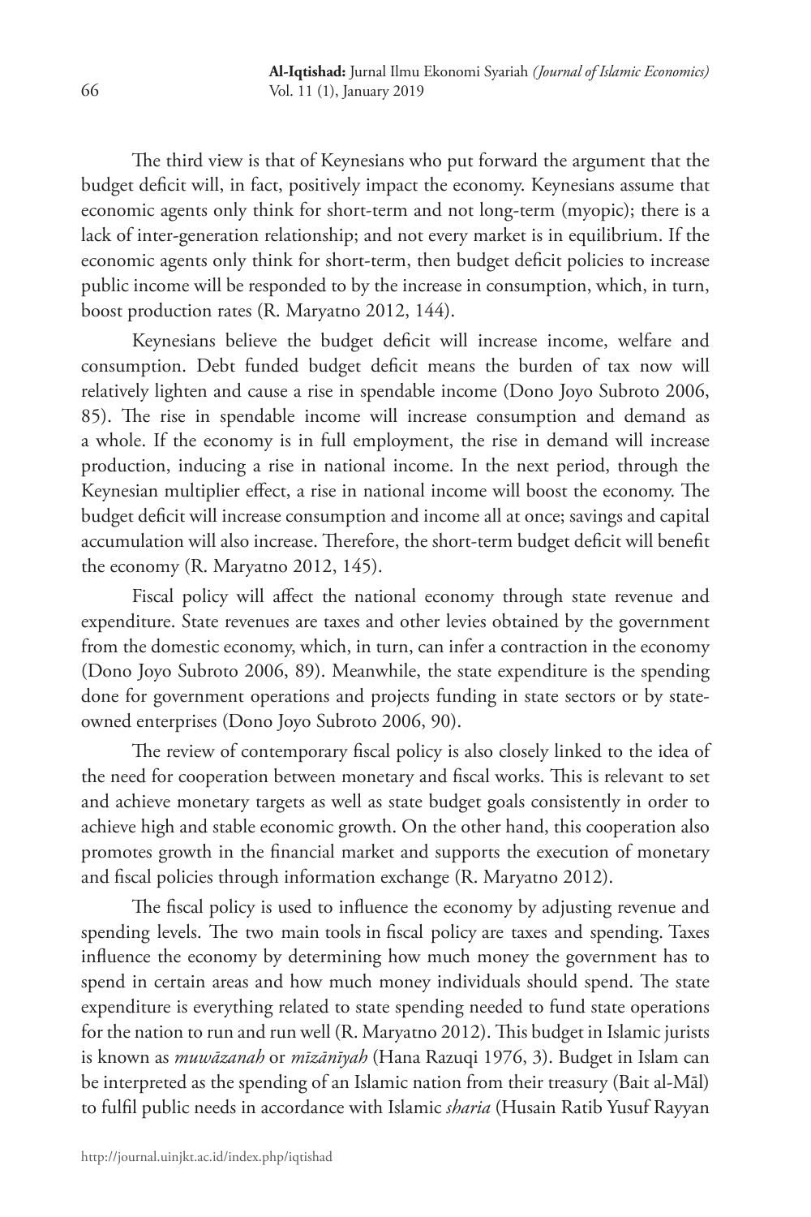The third view is that of Keynesians who put forward the argument that the budget deficit will, in fact, positively impact the economy. Keynesians assume that economic agents only think for short-term and not long-term (myopic); there is a lack of inter-generation relationship; and not every market is in equilibrium. If the economic agents only think for short-term, then budget deficit policies to increase public income will be responded to by the increase in consumption, which, in turn, boost production rates (R. Maryatno 2012, 144).

Keynesians believe the budget deficit will increase income, welfare and consumption. Debt funded budget deficit means the burden of tax now will relatively lighten and cause a rise in spendable income (Dono Joyo Subroto 2006, 85). The rise in spendable income will increase consumption and demand as a whole. If the economy is in full employment, the rise in demand will increase production, inducing a rise in national income. In the next period, through the Keynesian multiplier effect, a rise in national income will boost the economy. The budget deficit will increase consumption and income all at once; savings and capital accumulation will also increase. Therefore, the short-term budget deficit will benefit the economy (R. Maryatno 2012, 145).

Fiscal policy will affect the national economy through state revenue and expenditure. State revenues are taxes and other levies obtained by the government from the domestic economy, which, in turn, can infer a contraction in the economy (Dono Joyo Subroto 2006, 89). Meanwhile, the state expenditure is the spending done for government operations and projects funding in state sectors or by state-owned enterprises (Dono Joyo Subroto 2006, 90).

The review of contemporary fiscal policy is also closely linked to the idea of the need for cooperation between monetary and fiscal works. This is relevant to set and achieve monetary targets as well as state budget goals consistently in order to achieve high and stable economic growth. On the other hand, this cooperation also promotes growth in the financial market and supports the execution of monetary and fiscal policies through information exchange (R. Maryatno 2012).

The fiscal policy is used to influence the economy by adjusting revenue and spending levels. The two main tools in fiscal policy are taxes and spending. Taxes influence the economy by determining how much money the government has to spend in certain areas and how much money individuals should spend. The state expenditure is everything related to state spending needed to fund state operations for the nation to run and run well (R. Maryatno 2012). This budget in Islamic jurists is known as *muwāzanah* or *mīzānīyah* (Hana Razuqi 1976, 3). Budget in Islam can be interpreted as the spending of an Islamic nation from their treasury (Bait al-Māl) to fulfil public needs in accordance with Islamic *sharia* (Husain Ratib Yusuf Rayyan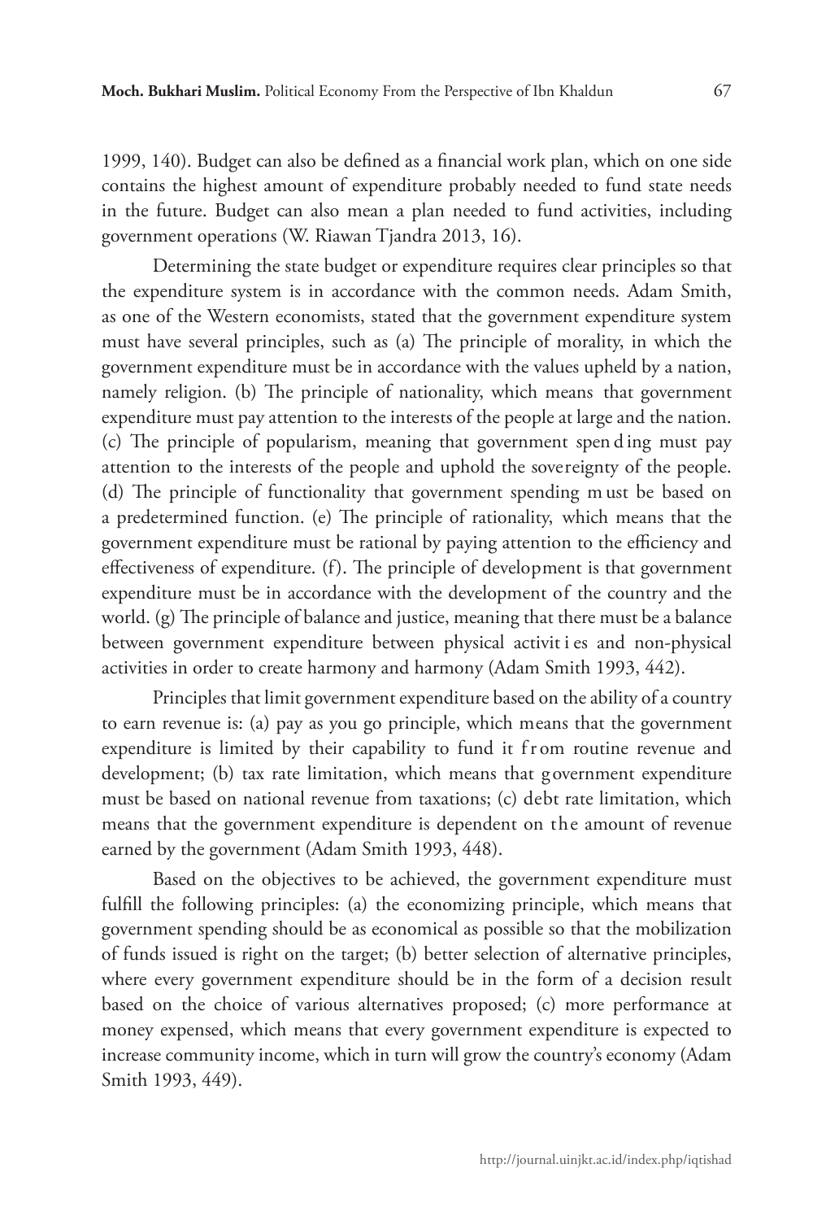1999, 140). Budget can also be defined as a financial work plan, which on one side contains the highest amount of expenditure probably needed to fund state needs in the future. Budget can also mean a plan needed to fund activities, including government operations (W. Riawan Tjandra 2013, 16).

Determining the state budget or expenditure requires clear principles so that the expenditure system is in accordance with the common needs. Adam Smith, as one of the Western economists, stated that the government expenditure system must have several principles, such as (a) The principle of morality, in which the government expenditure must be in accordance with the values upheld by a nation, namely religion. (b) The principle of nationality, which means that government expenditure must pay attention to the interests of the people at large and the nation. (c) The principle of popularism, meaning that government spending must pay attention to the interests of the people and uphold the sovereignty of the people. (d) The principle of functionality that government spending must be based on a predetermined function. (e) The principle of rationality, which means that the government expenditure must be rational by paying attention to the efficiency and effectiveness of expenditure. (f). The principle of development is that government expenditure must be in accordance with the development of the country and the world. (g) The principle of balance and justice, meaning that there must be a balance between government expenditure between physical activities and non-physical activities in order to create harmony and harmony (Adam Smith 1993, 442).

Principles that limit government expenditure based on the ability of a country to earn revenue is: (a) pay as you go principle, which means that the government expenditure is limited by their capability to fund it from routine revenue and development; (b) tax rate limitation, which means that government expenditure must be based on national revenue from taxations; (c) debt rate limitation, which means that the government expenditure is dependent on the amount of revenue earned by the government (Adam Smith 1993, 448).

Based on the objectives to be achieved, the government expenditure must fulfill the following principles: (a) the economizing principle, which means that government spending should be as economical as possible so that the mobilization of funds issued is right on the target; (b) better selection of alternative principles, where every government expenditure should be in the form of a decision result based on the choice of various alternatives proposed; (c) more performance at money expensed, which means that every government expenditure is expected to increase community income, which in turn will grow the country's economy (Adam Smith 1993, 449).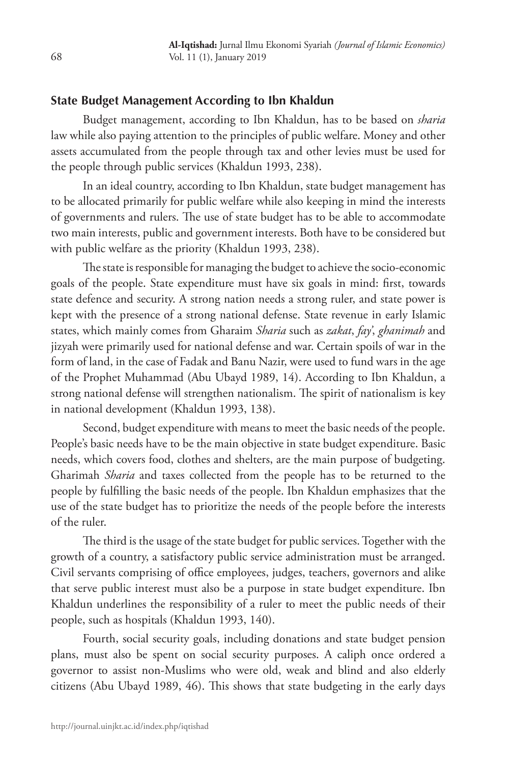### State Budget Management According to Ibn Khaldun

Budget management, according to Ibn Khaldun, has to be based on *sharia* law while also paying attention to the principles of public welfare. Money and other assets accumulated from the people through tax and other levies must be used for the people through public services (Khaldun 1993, 238).

In an ideal country, according to Ibn Khaldun, state budget management has to be allocated primarily for public welfare while also keeping in mind the interests of governments and rulers. The use of state budget has to be able to accommodate two main interests, public and government interests. Both have to be considered but with public welfare as the priority (Khaldun 1993, 238).

The state is responsible for managing the budget to achieve the socio-economic goals of the people. State expenditure must have six goals in mind: first, towards state defence and security. A strong nation needs a strong ruler, and state power is kept with the presence of a strong national defense. State revenue in early Islamic states, which mainly comes from Gharaim *Sharia* such as *zakat*, *fay'*, *ghanimah* and jizyah were primarily used for national defense and war. Certain spoils of war in the form of land, in the case of Fadak and Banu Nazir, were used to fund wars in the age of the Prophet Muhammad (Abu Ubayd 1989, 14). According to Ibn Khaldun, a strong national defense will strengthen nationalism. The spirit of nationalism is key in national development (Khaldun 1993, 138).

Second, budget expenditure with means to meet the basic needs of the people. People's basic needs have to be the main objective in state budget expenditure. Basic needs, which covers food, clothes and shelters, are the main purpose of budgeting. Gharimah *Sharia* and taxes collected from the people has to be returned to the people by fulfilling the basic needs of the people. Ibn Khaldun emphasizes that the use of the state budget has to prioritize the needs of the people before the interests of the ruler.

The third is the usage of the state budget for public services. Together with the growth of a country, a satisfactory public service administration must be arranged. Civil servants comprising of office employees, judges, teachers, governors and alike that serve public interest must also be a purpose in state budget expenditure. Ibn Khaldun underlines the responsibility of a ruler to meet the public needs of their people, such as hospitals (Khaldun 1993, 140).

Fourth, social security goals, including donations and state budget pension plans, must also be spent on social security purposes. A caliph once ordered a governor to assist non-Muslims who were old, weak and blind and also elderly citizens (Abu Ubayd 1989, 46). This shows that state budgeting in the early days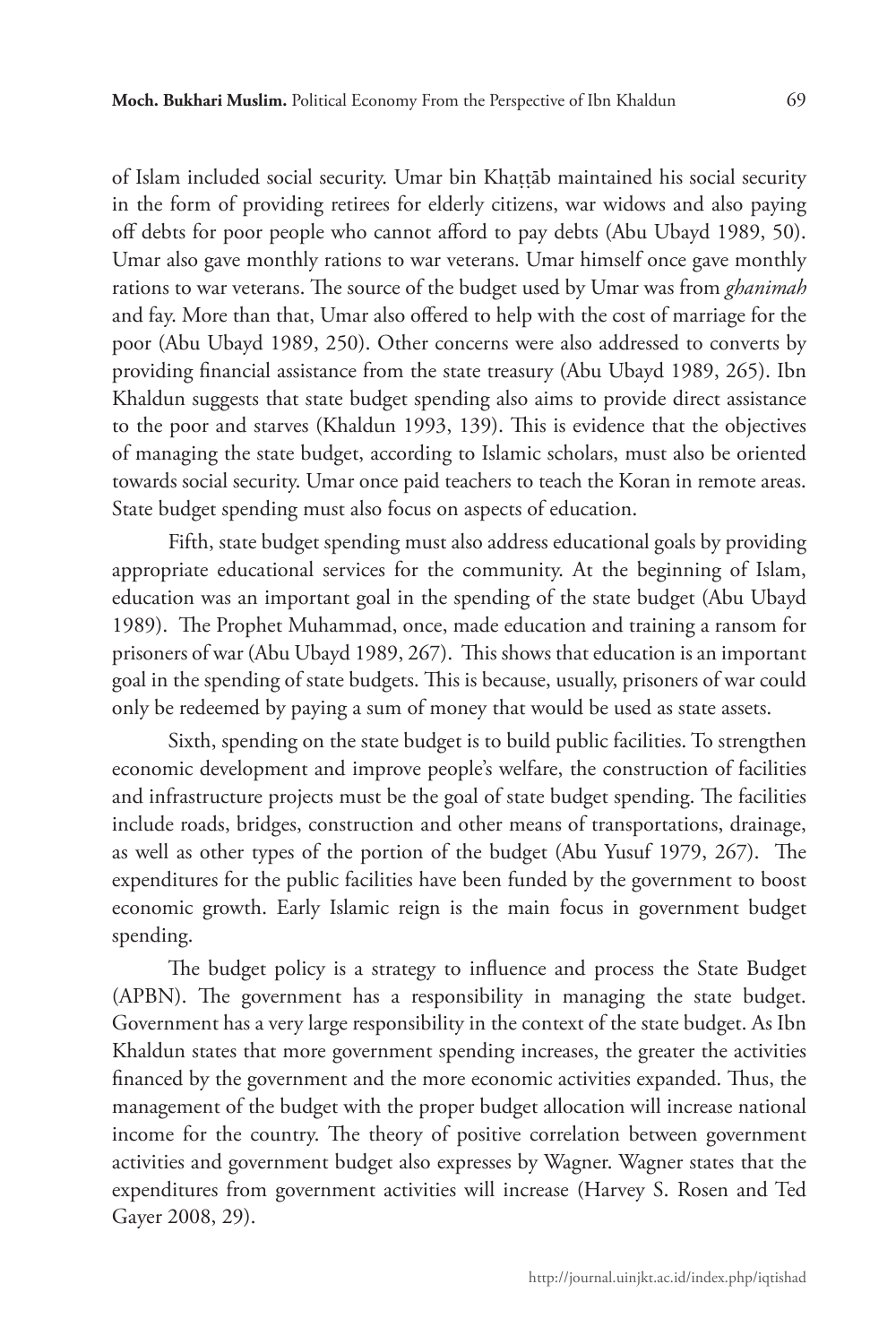of Islam included social security. Umar bin Khaṭṭāb maintained his social security in the form of providing retirees for elderly citizens, war widows and also paying off debts for poor people who cannot afford to pay debts (Abu Ubayd 1989, 50). Umar also gave monthly rations to war veterans. Umar himself once gave monthly rations to war veterans. The source of the budget used by Umar was from *ghanimah* and fay. More than that, Umar also offered to help with the cost of marriage for the poor (Abu Ubayd 1989, 250). Other concerns were also addressed to converts by providing financial assistance from the state treasury (Abu Ubayd 1989, 265). Ibn Khaldun suggests that state budget spending also aims to provide direct assistance to the poor and starves (Khaldun 1993, 139). This is evidence that the objectives of managing the state budget, according to Islamic scholars, must also be oriented towards social security. Umar once paid teachers to teach the Koran in remote areas. State budget spending must also focus on aspects of education.

Fifth, state budget spending must also address educational goals by providing appropriate educational services for the community. At the beginning of Islam, education was an important goal in the spending of the state budget (Abu Ubayd 1989). The Prophet Muhammad, once, made education and training a ransom for prisoners of war (Abu Ubayd 1989, 267). This shows that education is an important goal in the spending of state budgets. This is because, usually, prisoners of war could only be redeemed by paying a sum of money that would be used as state assets.

Sixth, spending on the state budget is to build public facilities. To strengthen economic development and improve people's welfare, the construction of facilities and infrastructure projects must be the goal of state budget spending. The facilities include roads, bridges, construction and other means of transportations, drainage, as well as other types of the portion of the budget (Abu Yusuf 1979, 267). The expenditures for the public facilities have been funded by the government to boost economic growth. Early Islamic reign is the main focus in government budget spending.

The budget policy is a strategy to influence and process the State Budget (APBN). The government has a responsibility in managing the state budget. Government has a very large responsibility in the context of the state budget. As Ibn Khaldun states that more government spending increases, the greater the activities financed by the government and the more economic activities expanded. Thus, the management of the budget with the proper budget allocation will increase national income for the country. The theory of positive correlation between government activities and government budget also expresses by Wagner. Wagner states that the expenditures from government activities will increase (Harvey S. Rosen and Ted Gayer 2008, 29).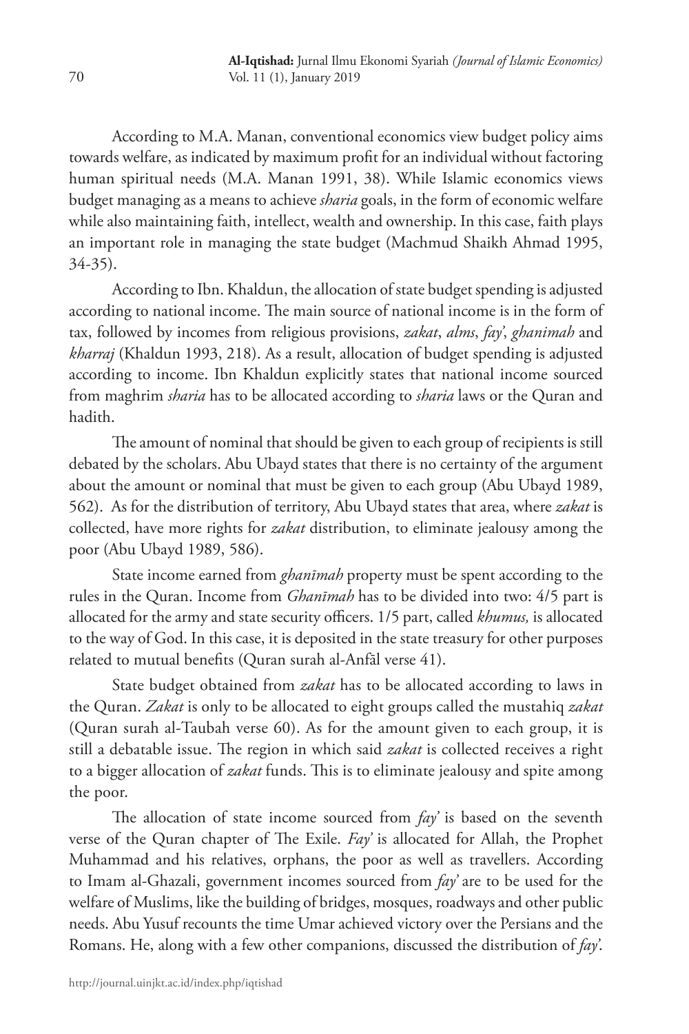According to M.A. Manan, conventional economics view budget policy aims towards welfare, as indicated by maximum profit for an individual without factoring human spiritual needs (M.A. Manan 1991, 38). While Islamic economics views budget managing as a means to achieve *sharia* goals, in the form of economic welfare while also maintaining faith, intellect, wealth and ownership. In this case, faith plays an important role in managing the state budget (Machmud Shaikh Ahmad 1995, 34-35).

According to Ibn. Khaldun, the allocation of state budget spending is adjusted according to national income. The main source of national income is in the form of tax, followed by incomes from religious provisions, *zakat*, *alms*, *fay'*, *ghanimah* and *kharraj* (Khaldun 1993, 218). As a result, allocation of budget spending is adjusted according to income. Ibn Khaldun explicitly states that national income sourced from maghrim *sharia* has to be allocated according to *sharia* laws or the Quran and hadith.

The amount of nominal that should be given to each group of recipients is still debated by the scholars. Abu Ubayd states that there is no certainty of the argument about the amount or nominal that must be given to each group (Abu Ubayd 1989, 562). As for the distribution of territory, Abu Ubayd states that area, where *zakat* is collected, have more rights for *zakat* distribution, to eliminate jealousy among the poor (Abu Ubayd 1989, 586).

State income earned from *ghanīmah* property must be spent according to the rules in the Quran. Income from *Ghanīmah* has to be divided into two: 4/5 part is allocated for the army and state security officers. 1/5 part, called *khumus,* is allocated to the way of God. In this case, it is deposited in the state treasury for other purposes related to mutual benefits (Quran surah al-Anfāl verse 41).

State budget obtained from *zakat* has to be allocated according to laws in the Quran. *Zakat* is only to be allocated to eight groups called the mustahiq *zakat* (Quran surah al-Taubah verse 60). As for the amount given to each group, it is still a debatable issue. The region in which said *zakat* is collected receives a right to a bigger allocation of *zakat* funds. This is to eliminate jealousy and spite among the poor.

The allocation of state income sourced from *fay'* is based on the seventh verse of the Quran chapter of The Exile. *Fay'* is allocated for Allah, the Prophet Muhammad and his relatives, orphans, the poor as well as travellers. According to Imam al-Ghazali, government incomes sourced from *fay'* are to be used for the welfare of Muslims, like the building of bridges, mosques, roadways and other public needs. Abu Yusuf recounts the time Umar achieved victory over the Persians and the Romans. He, along with a few other companions, discussed the distribution of *fay'*.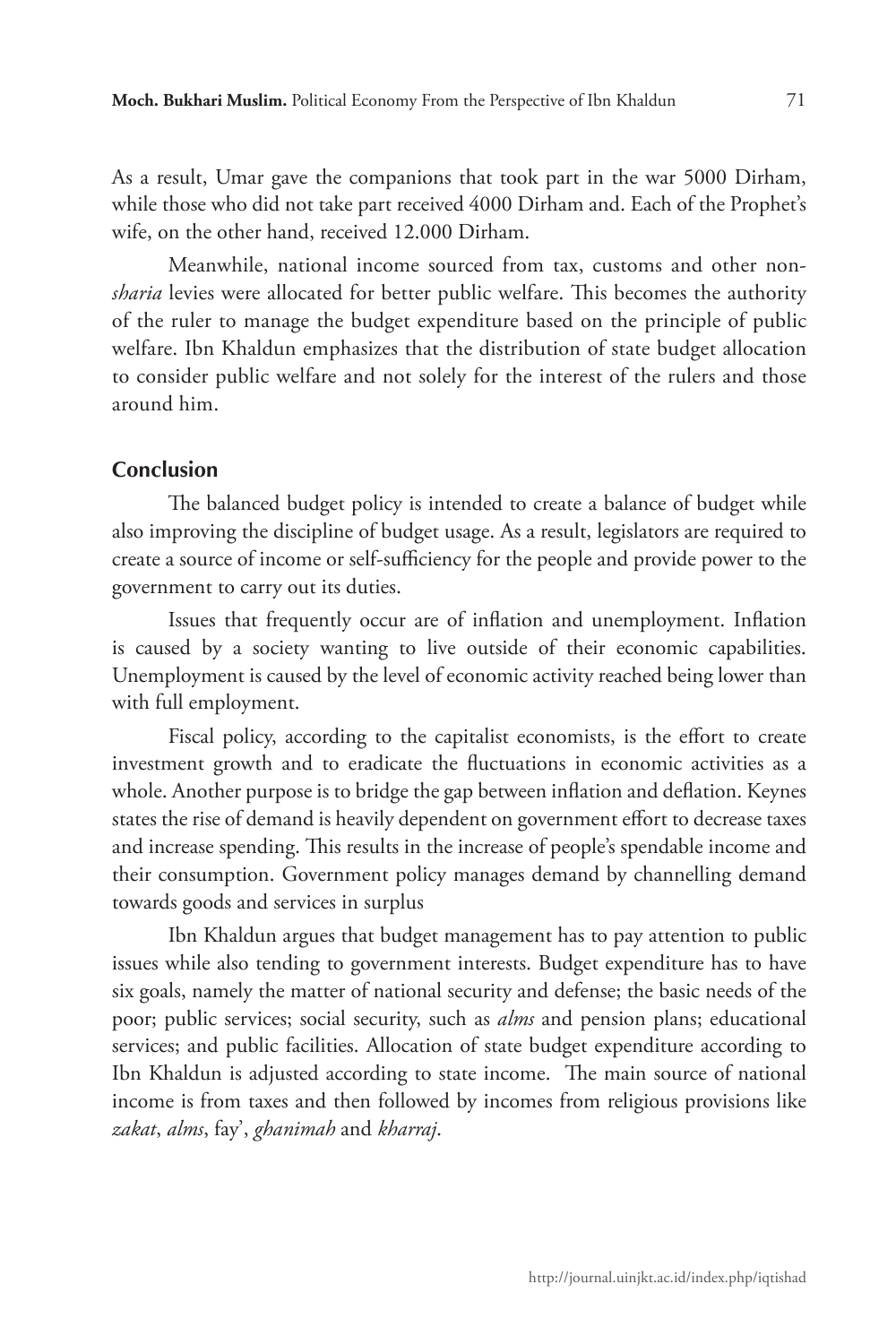As a result, Umar gave the companions that took part in the war 5000 Dirham, while those who did not take part received 4000 Dirham and. Each of the Prophet's wife, on the other hand, received 12.000 Dirham.

Meanwhile, national income sourced from tax, customs and other non-*sharia* levies were allocated for better public welfare. This becomes the authority of the ruler to manage the budget expenditure based on the principle of public welfare. Ibn Khaldun emphasizes that the distribution of state budget allocation to consider public welfare and not solely for the interest of the rulers and those around him.

## Conclusion

The balanced budget policy is intended to create a balance of budget while also improving the discipline of budget usage. As a result, legislators are required to create a source of income or self-sufficiency for the people and provide power to the government to carry out its duties.

Issues that frequently occur are of inflation and unemployment. Inflation is caused by a society wanting to live outside of their economic capabilities. Unemployment is caused by the level of economic activity reached being lower than with full employment.

Fiscal policy, according to the capitalist economists, is the effort to create investment growth and to eradicate the fluctuations in economic activities as a whole. Another purpose is to bridge the gap between inflation and deflation. Keynes states the rise of demand is heavily dependent on government effort to decrease taxes and increase spending. This results in the increase of people's spendable income and their consumption. Government policy manages demand by channelling demand towards goods and services in surplus

Ibn Khaldun argues that budget management has to pay attention to public issues while also tending to government interests. Budget expenditure has to have six goals, namely the matter of national security and defense; the basic needs of the poor; public services; social security, such as *alms* and pension plans; educational services; and public facilities. Allocation of state budget expenditure according to Ibn Khaldun is adjusted according to state income. The main source of national income is from taxes and then followed by incomes from religious provisions like *zakat*, *alms*, fay', *ghanimah* and *kharraj*.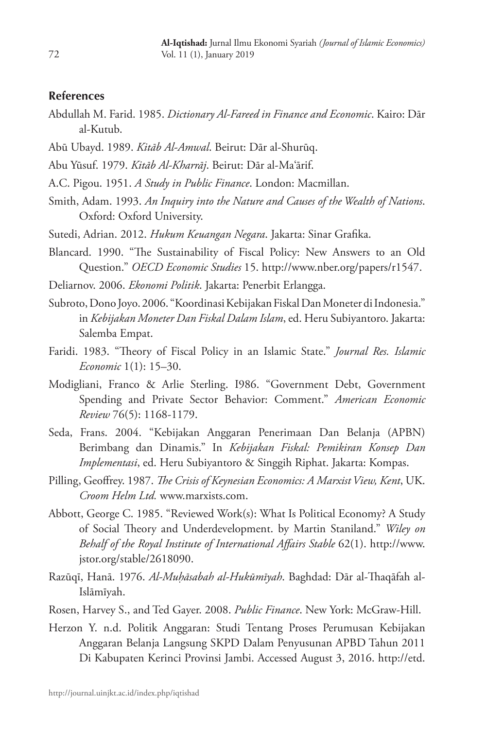## References

Abdullah M. Farid. 1985. *Dictionary Al-Fareed in Finance and Economic*. Kairo: Dār al-Kutub.

Abū Ubayd. 1989. *Kitāb Al-Amwal*. Beirut: Dār al-Shurūq.

Abu Yūsuf. 1979. *Kitāb Al-Kharrāj*. Beirut: Dār al-Maʿārif.

A.C. Pigou. 1951. *A Study in Public Finance*. London: Macmillan.

Smith, Adam. 1993. *An Inquiry into the Nature and Causes of the Wealth of Nations*. Oxford: Oxford University.

Sutedi, Adrian. 2012. *Hukum Keuangan Negara*. Jakarta: Sinar Grafika.

Blancard. 1990. "The Sustainability of Fiscal Policy: New Answers to an Old Question." *OECD Economic Studies* 15. http://www.nber.org/papers/r1547.

Deliarnov. 2006. *Ekonomi Politik*. Jakarta: Penerbit Erlangga.

Subroto, Dono Joyo. 2006. "Koordinasi Kebijakan Fiskal Dan Moneter di Indonesia." in *Kebijakan Moneter Dan Fiskal Dalam Islam*, ed. Heru Subiyantoro. Jakarta: Salemba Empat.

Faridi. 1983. "Theory of Fiscal Policy in an Islamic State." *Journal Res. Islamic Economic* 1(1): 15–30.

Modigliani, Franco & Arlie Sterling. I986. "Government Debt, Government Spending and Private Sector Behavior: Comment." *American Economic Review* 76(5): 1168-1179.

Seda, Frans. 2004. "Kebijakan Anggaran Penerimaan Dan Belanja (APBN) Berimbang dan Dinamis." In *Kebijakan Fiskal: Pemikiran Konsep Dan Implementasi*, ed. Heru Subiyantoro & Singgih Riphat. Jakarta: Kompas.

Pilling, Geoffrey. 1987. *The Crisis of Keynesian Economics: A Marxist View, Kent*, UK. *Croom Helm Ltd.* www.marxists.com.

Abbott, George C. 1985. "Reviewed Work(s): What Is Political Economy? A Study of Social Theory and Underdevelopment. by Martin Staniland." *Wiley on Behalf of the Royal Institute of International Affairs Stable* 62(1). http://www.jstor.org/stable/2618090.

Razūqī, Hanā. 1976. *Al-Muḥāsabah al-Hukūmīyah*. Baghdad: Dār al-Thaqāfah al-Islāmīyah.

Rosen, Harvey S., and Ted Gayer. 2008. *Public Finance*. New York: McGraw-Hill.

Herzon Y. n.d. Politik Anggaran: Studi Tentang Proses Perumusan Kebijakan Anggaran Belanja Langsung SKPD Dalam Penyusunan APBD Tahun 2011 Di Kabupaten Kerinci Provinsi Jambi. Accessed August 3, 2016. http://etd.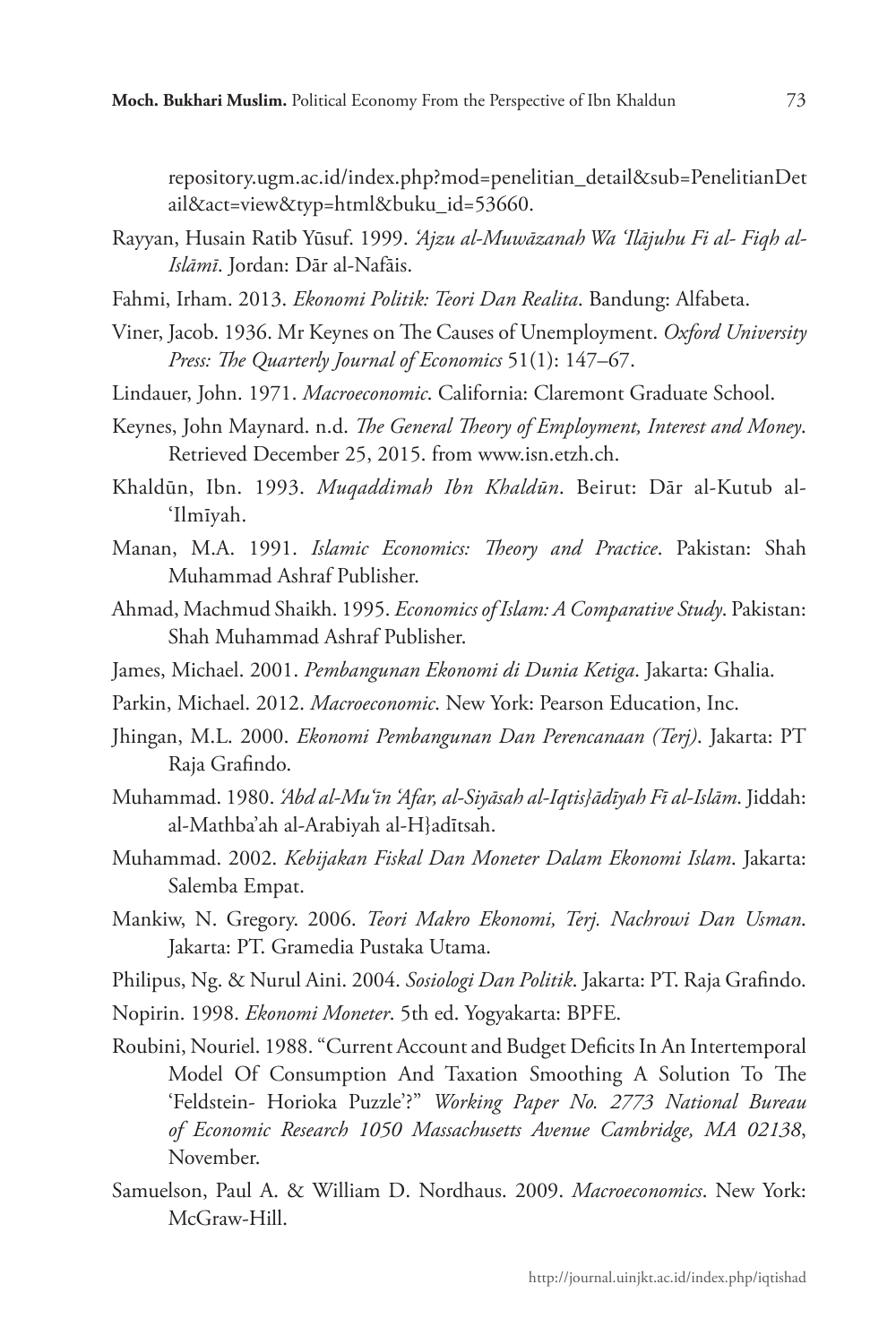repository.ugm.ac.id/index.php?mod=penelitian_detail&sub=PenelitianDetail&act=view&typ=html&buku_id=53660.

Rayyan, Husain Ratib Yūsuf. 1999. *'Ajzu al-Muwāzanah Wa 'Ilājuhu Fi al- Fiqh al-Islāmī*. Jordan: Dār al-Nafāis.

Fahmi, Irham. 2013. *Ekonomi Politik: Teori Dan Realita*. Bandung: Alfabeta.

Viner, Jacob. 1936. Mr Keynes on The Causes of Unemployment. *Oxford University Press: The Quarterly Journal of Economics* 51(1): 147–67.

Lindauer, John. 1971. *Macroeconomic*. California: Claremont Graduate School.

Keynes, John Maynard. n.d. *The General Theory of Employment, Interest and Money*. Retrieved December 25, 2015. from www.isn.etzh.ch.

Khaldūn, Ibn. 1993. *Muqaddimah Ibn Khaldūn*. Beirut: Dār al-Kutub al-'Ilmīyah.

Manan, M.A. 1991. *Islamic Economics: Theory and Practice*. Pakistan: Shah Muhammad Ashraf Publisher.

Ahmad, Machmud Shaikh. 1995. *Economics of Islam: A Comparative Study*. Pakistan: Shah Muhammad Ashraf Publisher.

James, Michael. 2001. *Pembangunan Ekonomi di Dunia Ketiga*. Jakarta: Ghalia.

Parkin, Michael. 2012. *Macroeconomic*. New York: Pearson Education, Inc.

Jhingan, M.L. 2000. *Ekonomi Pembangunan Dan Perencanaan (Terj)*. Jakarta: PT Raja Grafindo.

Muhammad. 1980. *'Abd al-Mu'īn 'Afar, al-Siyāsah al-Iqtis}ādīyah Fī al-Islām*. Jiddah: al-Mathba'ah al-Arabiyah al-H}adītsah.

Muhammad. 2002. *Kebijakan Fiskal Dan Moneter Dalam Ekonomi Islam*. Jakarta: Salemba Empat.

Mankiw, N. Gregory. 2006. *Teori Makro Ekonomi, Terj. Nachrowi Dan Usman*. Jakarta: PT. Gramedia Pustaka Utama.

Philipus, Ng. & Nurul Aini. 2004. *Sosiologi Dan Politik*. Jakarta: PT. Raja Grafindo.

Nopirin. 1998. *Ekonomi Moneter*. 5th ed. Yogyakarta: BPFE.

Roubini, Nouriel. 1988. "Current Account and Budget Deficits In An Intertemporal Model Of Consumption And Taxation Smoothing A Solution To The 'Feldstein- Horioka Puzzle'?" *Working Paper No. 2773 National Bureau of Economic Research 1050 Massachusetts Avenue Cambridge, MA 02138*, November.

Samuelson, Paul A. & William D. Nordhaus. 2009. *Macroeconomics*. New York: McGraw-Hill.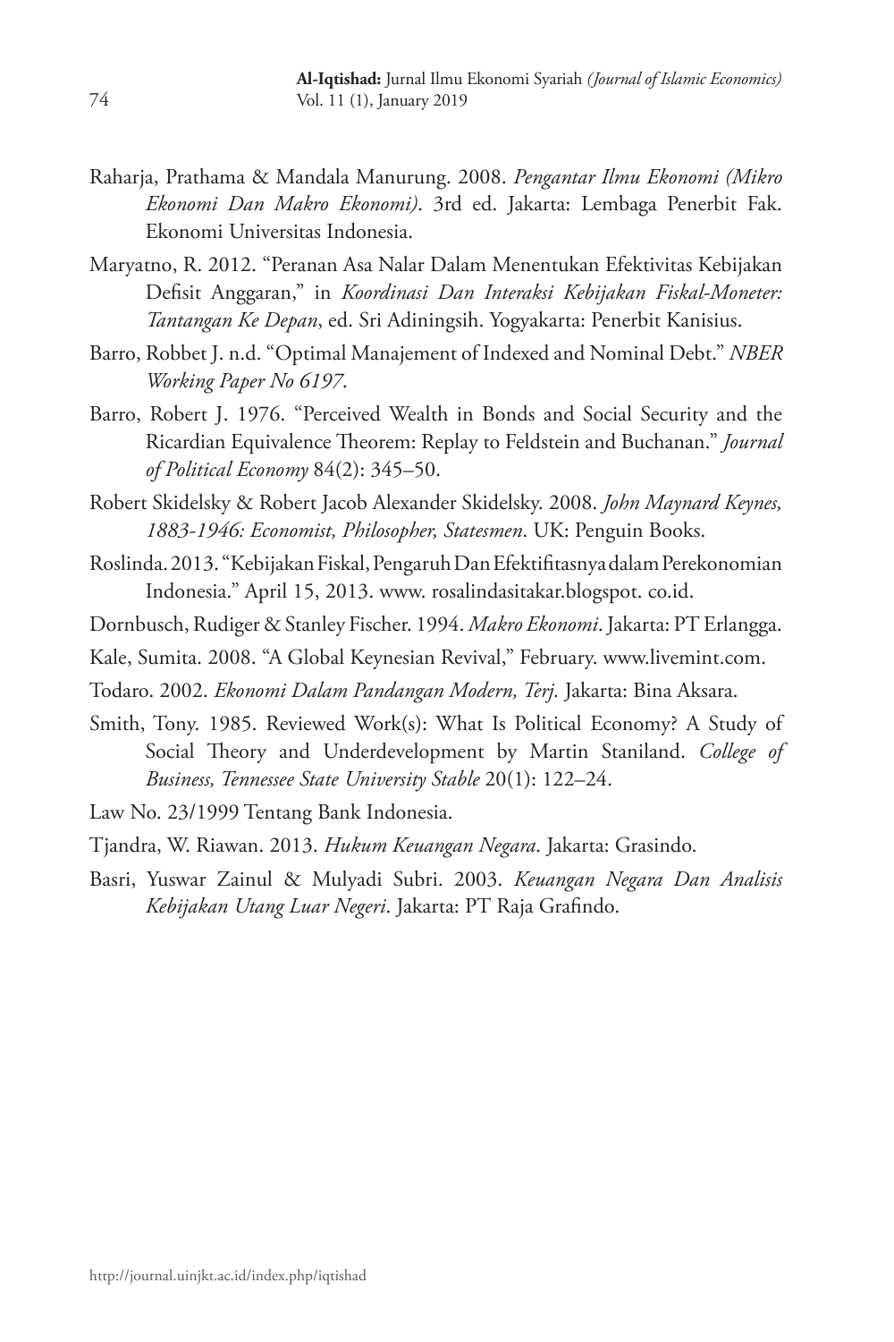Raharja, Prathama & Mandala Manurung. 2008. *Pengantar Ilmu Ekonomi (Mikro Ekonomi Dan Makro Ekonomi)*. 3rd ed. Jakarta: Lembaga Penerbit Fak. Ekonomi Universitas Indonesia.

Maryatno, R. 2012. "Peranan Asa Nalar Dalam Menentukan Efektivitas Kebijakan Defisit Anggaran," in *Koordinasi Dan Interaksi Kebijakan Fiskal-Moneter: Tantangan Ke Depan*, ed. Sri Adiningsih. Yogyakarta: Penerbit Kanisius.

Barro, Robbet J. n.d. "Optimal Manajement of Indexed and Nominal Debt." *NBER Working Paper No 6197*.

Barro, Robert J. 1976. "Perceived Wealth in Bonds and Social Security and the Ricardian Equivalence Theorem: Replay to Feldstein and Buchanan." *Journal of Political Economy* 84(2): 345–50.

Robert Skidelsky & Robert Jacob Alexander Skidelsky. 2008. *John Maynard Keynes, 1883-1946: Economist, Philosopher, Statesmen*. UK: Penguin Books.

Roslinda. 2013. "Kebijakan Fiskal, Pengaruh Dan Efektifitasnya dalam Perekonomian Indonesia." April 15, 2013. www. rosalindasitakar.blogspot. co.id.

Dornbusch, Rudiger & Stanley Fischer. 1994. *Makro Ekonomi*. Jakarta: PT Erlangga.

Kale, Sumita. 2008. "A Global Keynesian Revival," February. www.livemint.com.

Todaro. 2002. *Ekonomi Dalam Pandangan Modern, Terj.* Jakarta: Bina Aksara.

Smith, Tony. 1985. Reviewed Work(s): What Is Political Economy? A Study of Social Theory and Underdevelopment by Martin Staniland. *College of Business, Tennessee State University Stable* 20(1): 122–24.

Law No. 23/1999 Tentang Bank Indonesia.

Tjandra, W. Riawan. 2013. *Hukum Keuangan Negara*. Jakarta: Grasindo.

Basri, Yuswar Zainul & Mulyadi Subri. 2003. *Keuangan Negara Dan Analisis Kebijakan Utang Luar Negeri*. Jakarta: PT Raja Grafindo.